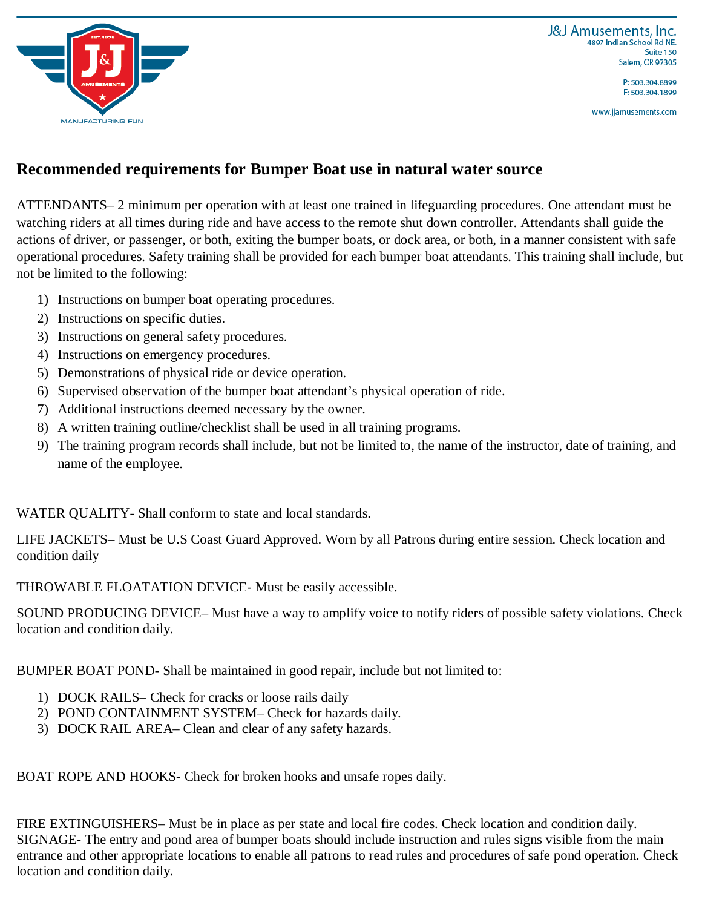J&J Amusements, Inc.
4897 Indian School Rd NE.
Suite 150
Salem, OR 97305

P: 503.304.8899
F: 503.304.1899

www.jjamusements.com

## Recommended requirements for Bumper Boat use in natural water source

ATTENDANTS– 2 minimum per operation with at least one trained in lifeguarding procedures. One attendant must be watching riders at all times during ride and have access to the remote shut down controller. Attendants shall guide the actions of driver, or passenger, or both, exiting the bumper boats, or dock area, or both, in a manner consistent with safe operational procedures. Safety training shall be provided for each bumper boat attendants. This training shall include, but not be limited to the following:

1) Instructions on bumper boat operating procedures.
2) Instructions on specific duties.
3) Instructions on general safety procedures.
4) Instructions on emergency procedures.
5) Demonstrations of physical ride or device operation.
6) Supervised observation of the bumper boat attendant's physical operation of ride.
7) Additional instructions deemed necessary by the owner.
8) A written training outline/checklist shall be used in all training programs.
9) The training program records shall include, but not be limited to, the name of the instructor, date of training, and name of the employee.

WATER QUALITY- Shall conform to state and local standards.

LIFE JACKETS– Must be U.S Coast Guard Approved. Worn by all Patrons during entire session. Check location and condition daily

THROWABLE FLOATATION DEVICE- Must be easily accessible.

SOUND PRODUCING DEVICE– Must have a way to amplify voice to notify riders of possible safety violations. Check location and condition daily.

BUMPER BOAT POND- Shall be maintained in good repair, include but not limited to:

1) DOCK RAILS– Check for cracks or loose rails daily
2) POND CONTAINMENT SYSTEM– Check for hazards daily.
3) DOCK RAIL AREA– Clean and clear of any safety hazards.

BOAT ROPE AND HOOKS- Check for broken hooks and unsafe ropes daily.

FIRE EXTINGUISHERS– Must be in place as per state and local fire codes. Check location and condition daily.
SIGNAGE- The entry and pond area of bumper boats should include instruction and rules signs visible from the main entrance and other appropriate locations to enable all patrons to read rules and procedures of safe pond operation. Check location and condition daily.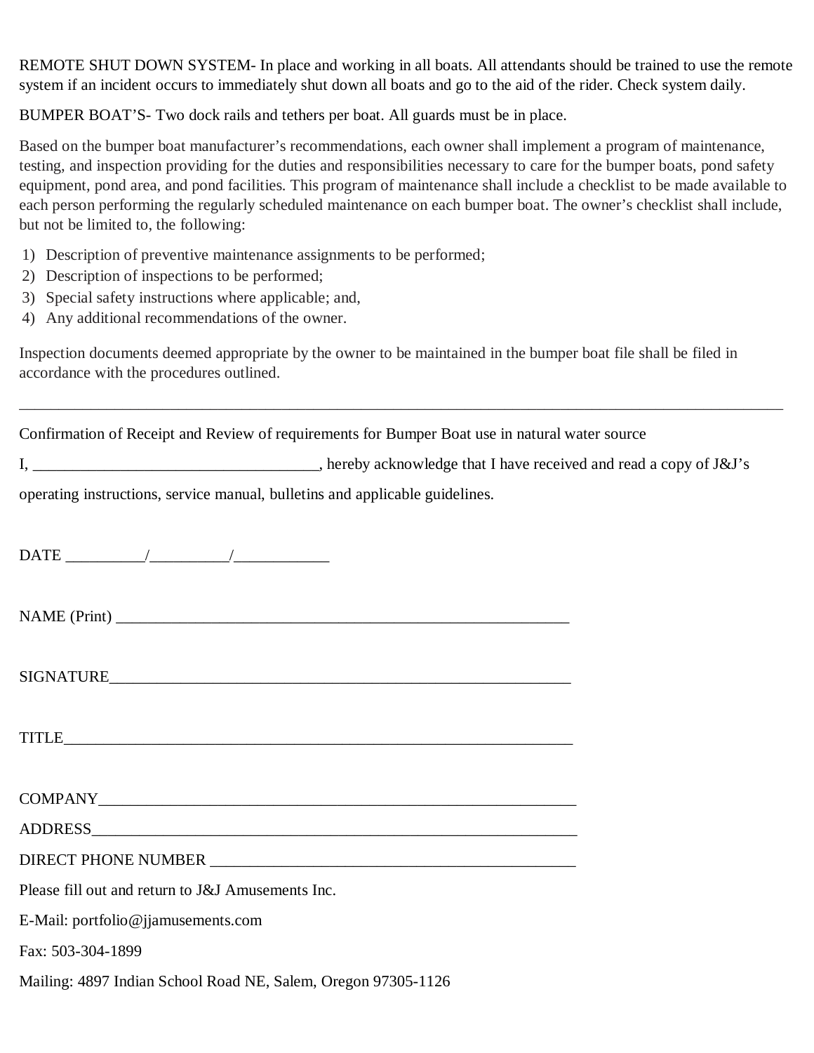REMOTE SHUT DOWN SYSTEM- In place and working in all boats. All attendants should be trained to use the remote system if an incident occurs to immediately shut down all boats and go to the aid of the rider. Check system daily.

BUMPER BOAT'S- Two dock rails and tethers per boat. All guards must be in place.

Based on the bumper boat manufacturer's recommendations, each owner shall implement a program of maintenance, testing, and inspection providing for the duties and responsibilities necessary to care for the bumper boats, pond safety equipment, pond area, and pond facilities. This program of maintenance shall include a checklist to be made available to each person performing the regularly scheduled maintenance on each bumper boat. The owner's checklist shall include, but not be limited to, the following:

1) Description of preventive maintenance assignments to be performed;
2) Description of inspections to be performed;
3) Special safety instructions where applicable; and,
4) Any additional recommendations of the owner.

Inspection documents deemed appropriate by the owner to be maintained in the bumper boat file shall be filed in accordance with the procedures outlined.

---

Confirmation of Receipt and Review of requirements for Bumper Boat use in natural water source

I, ____________________________________, hereby acknowledge that I have received and read a copy of J&J's operating instructions, service manual, bulletins and applicable guidelines.

DATE __________/__________/____________

NAME (Print) ____________________________________________________________

SIGNATURE____________________________________________________________

TITLE__________________________________________________________________

COMPANY______________________________________________________________

ADDRESS_______________________________________________________________

DIRECT PHONE NUMBER ________________________________________________

Please fill out and return to J&J Amusements Inc.

E-Mail: portfolio@jjamusements.com

Fax: 503-304-1899

Mailing: 4897 Indian School Road NE, Salem, Oregon 97305-1126